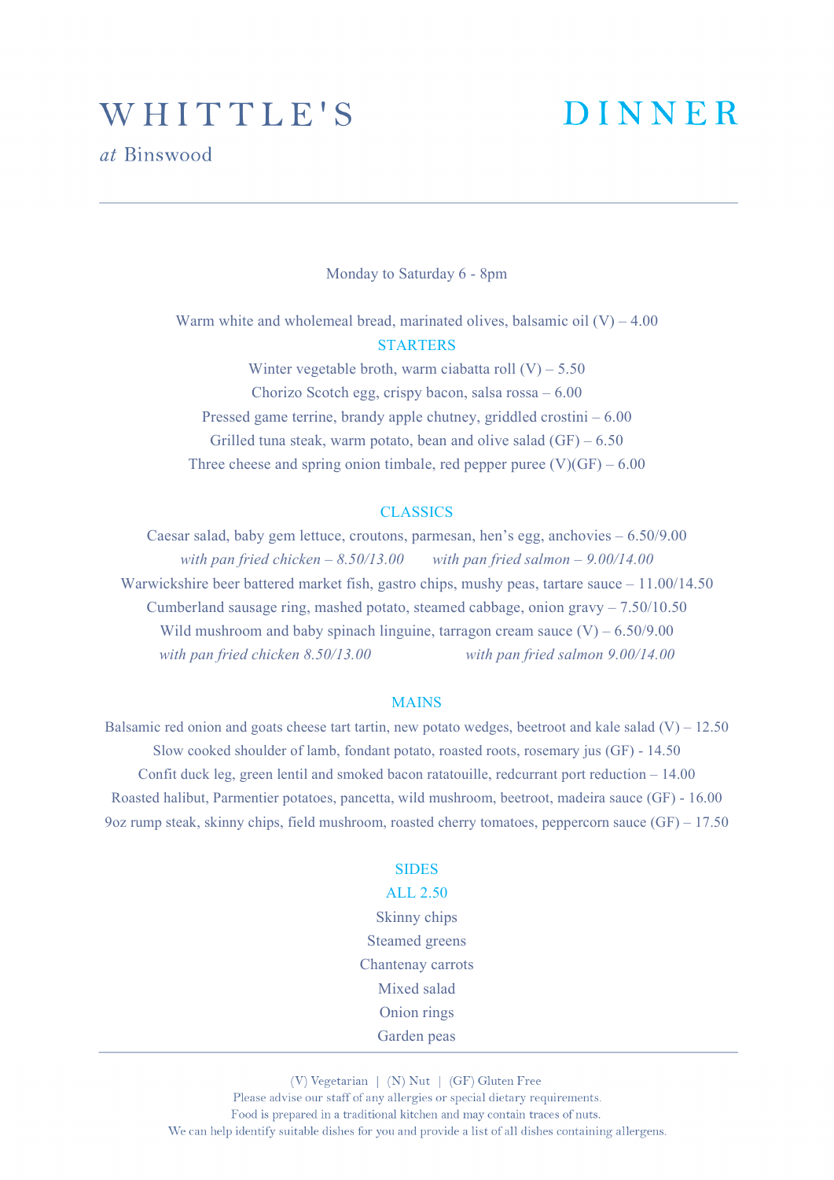# WHITTLE'S

*at* Binswood

# DINNER

Monday to Saturday 6 - 8pm

Warm white and wholemeal bread, marinated olives, balsamic oil (V) – 4.00

## STARTERS

Winter vegetable broth, warm ciabatta roll (V) – 5.50

Chorizo Scotch egg, crispy bacon, salsa rossa – 6.00

Pressed game terrine, brandy apple chutney, griddled crostini – 6.00

Grilled tuna steak, warm potato, bean and olive salad (GF) – 6.50

Three cheese and spring onion timbale, red pepper puree (V)(GF) – 6.00

## CLASSICS

Caesar salad, baby gem lettuce, croutons, parmesan, hen's egg, anchovies – 6.50/9.00

*with pan fried chicken – 8.50/13.00* *with pan fried salmon – 9.00/14.00*

Warwickshire beer battered market fish, gastro chips, mushy peas, tartare sauce – 11.00/14.50

Cumberland sausage ring, mashed potato, steamed cabbage, onion gravy – 7.50/10.50

Wild mushroom and baby spinach linguine, tarragon cream sauce (V) – 6.50/9.00

*with pan fried chicken 8.50/13.00* *with pan fried salmon 9.00/14.00*

## MAINS

Balsamic red onion and goats cheese tart tartin, new potato wedges, beetroot and kale salad (V) – 12.50

Slow cooked shoulder of lamb, fondant potato, roasted roots, rosemary jus (GF) - 14.50

Confit duck leg, green lentil and smoked bacon ratatouille, redcurrant port reduction – 14.00

Roasted halibut, Parmentier potatoes, pancetta, wild mushroom, beetroot, madeira sauce (GF) - 16.00

9oz rump steak, skinny chips, field mushroom, roasted cherry tomatoes, peppercorn sauce (GF) – 17.50

## SIDES

ALL 2.50

Skinny chips

Steamed greens

Chantenay carrots

Mixed salad

Onion rings

Garden peas

---

(V) Vegetarian | (N) Nut | (GF) Gluten Free

Please advise our staff of any allergies or special dietary requirements.

Food is prepared in a traditional kitchen and may contain traces of nuts.

We can help identify suitable dishes for you and provide a list of all dishes containing allergens.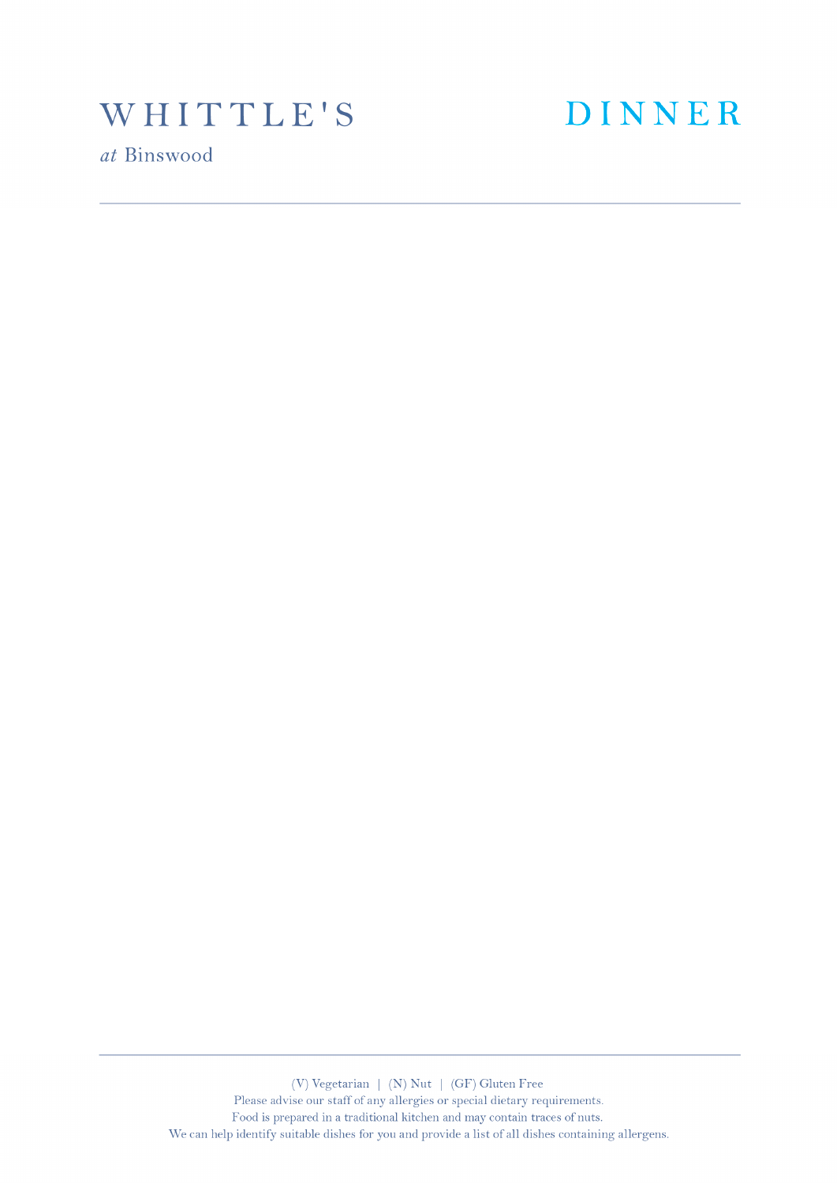# WHITTLE'S

*at* Binswood

# DINNER

(V) Vegetarian | (N) Nut | (GF) Gluten Free

Please advise our staff of any allergies or special dietary requirements.

Food is prepared in a traditional kitchen and may contain traces of nuts.

We can help identify suitable dishes for you and provide a list of all dishes containing allergens.